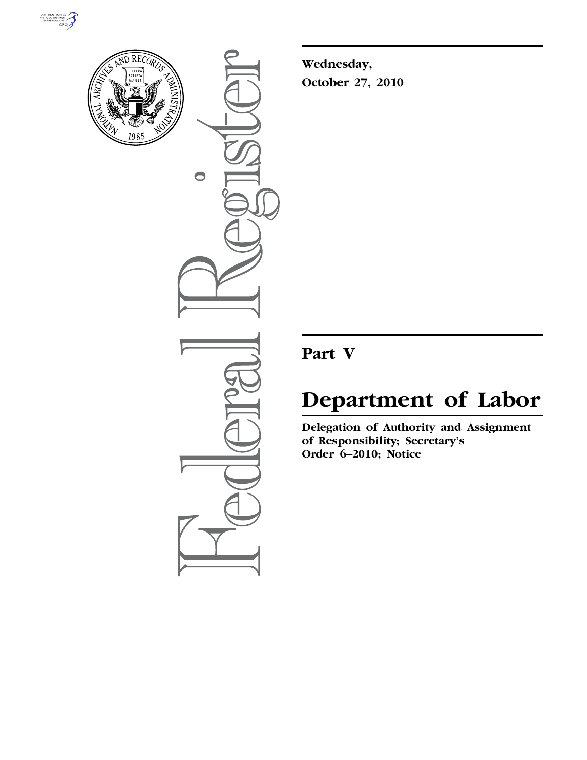**Wednesday,**
**October 27, 2010**

# Part V

# Department of Labor

**Delegation of Authority and Assignment of Responsibility; Secretary's Order 6–2010; Notice**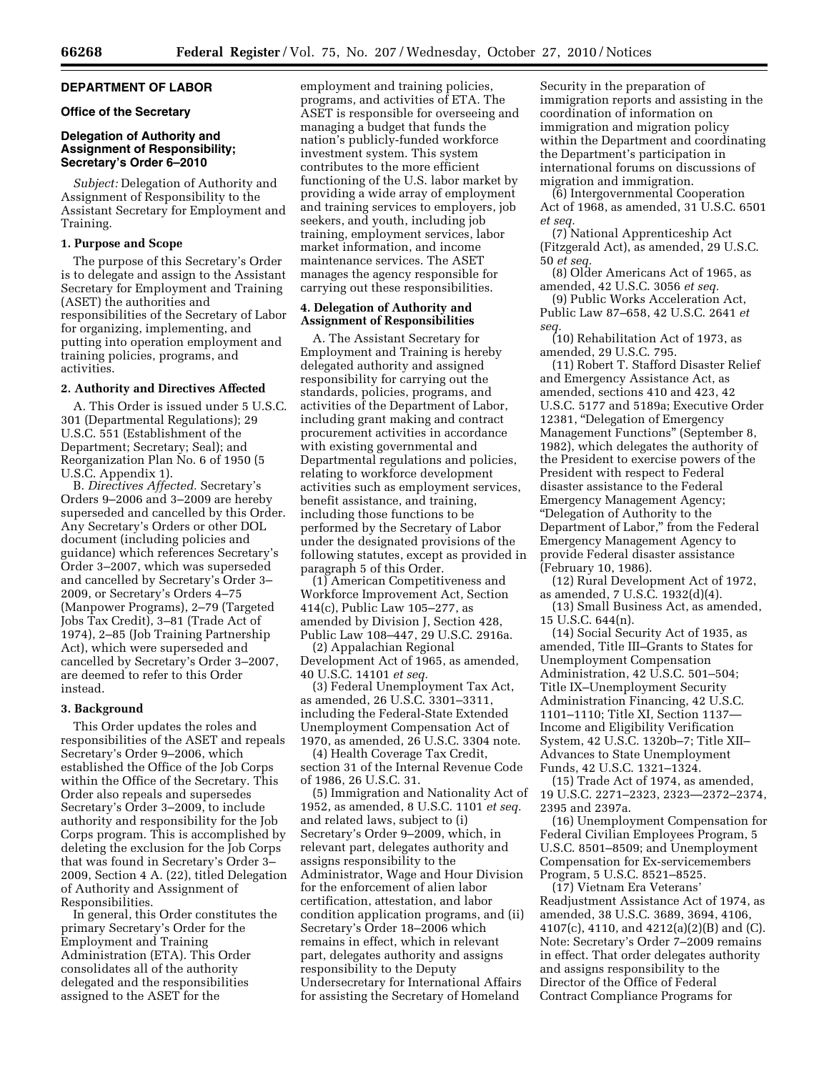## DEPARTMENT OF LABOR

### Office of the Secretary

### Delegation of Authority and Assignment of Responsibility; Secretary's Order 6–2010

*Subject:* Delegation of Authority and Assignment of Responsibility to the Assistant Secretary for Employment and Training.

#### 1. Purpose and Scope

The purpose of this Secretary's Order is to delegate and assign to the Assistant Secretary for Employment and Training (ASET) the authorities and responsibilities of the Secretary of Labor for organizing, implementing, and putting into operation employment and training policies, programs, and activities.

#### 2. Authority and Directives Affected

A. This Order is issued under 5 U.S.C. 301 (Departmental Regulations); 29 U.S.C. 551 (Establishment of the Department; Secretary; Seal); and Reorganization Plan No. 6 of 1950 (5 U.S.C. Appendix 1).

B. *Directives Affected.* Secretary's Orders 9–2006 and 3–2009 are hereby superseded and cancelled by this Order. Any Secretary's Orders or other DOL document (including policies and guidance) which references Secretary's Order 3–2007, which was superseded and cancelled by Secretary's Order 3–2009, or Secretary's Orders 4–75 (Manpower Programs), 2–79 (Targeted Jobs Tax Credit), 3–81 (Trade Act of 1974), 2–85 (Job Training Partnership Act), which were superseded and cancelled by Secretary's Order 3–2007, are deemed to refer to this Order instead.

#### 3. Background

This Order updates the roles and responsibilities of the ASET and repeals Secretary's Order 9–2006, which established the Office of the Job Corps within the Office of the Secretary. This Order also repeals and supersedes Secretary's Order 3–2009, to include authority and responsibility for the Job Corps program. This is accomplished by deleting the exclusion for the Job Corps that was found in Secretary's Order 3–2009, Section 4 A. (22), titled Delegation of Authority and Assignment of Responsibilities.

In general, this Order constitutes the primary Secretary's Order for the Employment and Training Administration (ETA). This Order consolidates all of the authority delegated and the responsibilities assigned to the ASET for the employment and training policies, programs, and activities of ETA. The ASET is responsible for overseeing and managing a budget that funds the nation's publicly-funded workforce investment system. This system contributes to the more efficient functioning of the U.S. labor market by providing a wide array of employment and training services to employers, job seekers, and youth, including job training, employment services, labor market information, and income maintenance services. The ASET manages the agency responsible for carrying out these responsibilities.

#### 4. Delegation of Authority and Assignment of Responsibilities

A. The Assistant Secretary for Employment and Training is hereby delegated authority and assigned responsibility for carrying out the standards, policies, programs, and activities of the Department of Labor, including grant making and contract procurement activities in accordance with existing governmental and Departmental regulations and policies, relating to workforce development activities such as employment services, benefit assistance, and training, including those functions to be performed by the Secretary of Labor under the designated provisions of the following statutes, except as provided in paragraph 5 of this Order.

(1) American Competitiveness and Workforce Improvement Act, Section 414(c), Public Law 105–277, as amended by Division J, Section 428, Public Law 108–447, 29 U.S.C. 2916a.

(2) Appalachian Regional Development Act of 1965, as amended, 40 U.S.C. 14101 *et seq.*

(3) Federal Unemployment Tax Act, as amended, 26 U.S.C. 3301–3311, including the Federal-State Extended Unemployment Compensation Act of 1970, as amended, 26 U.S.C. 3304 note.

(4) Health Coverage Tax Credit, section 31 of the Internal Revenue Code of 1986, 26 U.S.C. 31.

(5) Immigration and Nationality Act of 1952, as amended, 8 U.S.C. 1101 *et seq.* and related laws, subject to (i) Secretary's Order 9–2009, which, in relevant part, delegates authority and assigns responsibility to the Administrator, Wage and Hour Division for the enforcement of alien labor certification, attestation, and labor condition application programs, and (ii) Secretary's Order 18–2006 which remains in effect, which in relevant part, delegates authority and assigns responsibility to the Deputy Undersecretary for International Affairs for assisting the Secretary of Homeland Security in the preparation of immigration reports and assisting in the coordination of information on immigration and migration policy within the Department and coordinating the Department's participation in international forums on discussions of migration and immigration.

(6) Intergovernmental Cooperation Act of 1968, as amended, 31 U.S.C. 6501 *et seq.*

(7) National Apprenticeship Act (Fitzgerald Act), as amended, 29 U.S.C. 50 *et seq.*

(8) Older Americans Act of 1965, as amended, 42 U.S.C. 3056 *et seq.*

(9) Public Works Acceleration Act, Public Law 87–658, 42 U.S.C. 2641 *et seq.*

(10) Rehabilitation Act of 1973, as amended, 29 U.S.C. 795.

(11) Robert T. Stafford Disaster Relief and Emergency Assistance Act, as amended, sections 410 and 423, 42 U.S.C. 5177 and 5189a; Executive Order 12381, "Delegation of Emergency Management Functions" (September 8, 1982), which delegates the authority of the President to exercise powers of the President with respect to Federal disaster assistance to the Federal Emergency Management Agency; "Delegation of Authority to the Department of Labor," from the Federal Emergency Management Agency to provide Federal disaster assistance (February 10, 1986).

(12) Rural Development Act of 1972, as amended, 7 U.S.C. 1932(d)(4).

(13) Small Business Act, as amended, 15 U.S.C. 644(n).

(14) Social Security Act of 1935, as amended, Title III–Grants to States for Unemployment Compensation Administration, 42 U.S.C. 501–504; Title IX–Unemployment Security Administration Financing, 42 U.S.C. 1101–1110; Title XI, Section 1137—Income and Eligibility Verification System, 42 U.S.C. 1320b–7; Title XII–Advances to State Unemployment Funds, 42 U.S.C. 1321–1324.

(15) Trade Act of 1974, as amended, 19 U.S.C. 2271–2323, 2323—2372–2374, 2395 and 2397a.

(16) Unemployment Compensation for Federal Civilian Employees Program, 5 U.S.C. 8501–8509; and Unemployment Compensation for Ex-servicemembers Program, 5 U.S.C. 8521–8525.

(17) Vietnam Era Veterans' Readjustment Assistance Act of 1974, as amended, 38 U.S.C. 3689, 3694, 4106, 4107(c), 4110, and 4212(a)(2)(B) and (C). Note: Secretary's Order 7–2009 remains in effect. That order delegates authority and assigns responsibility to the Director of the Office of Federal Contract Compliance Programs for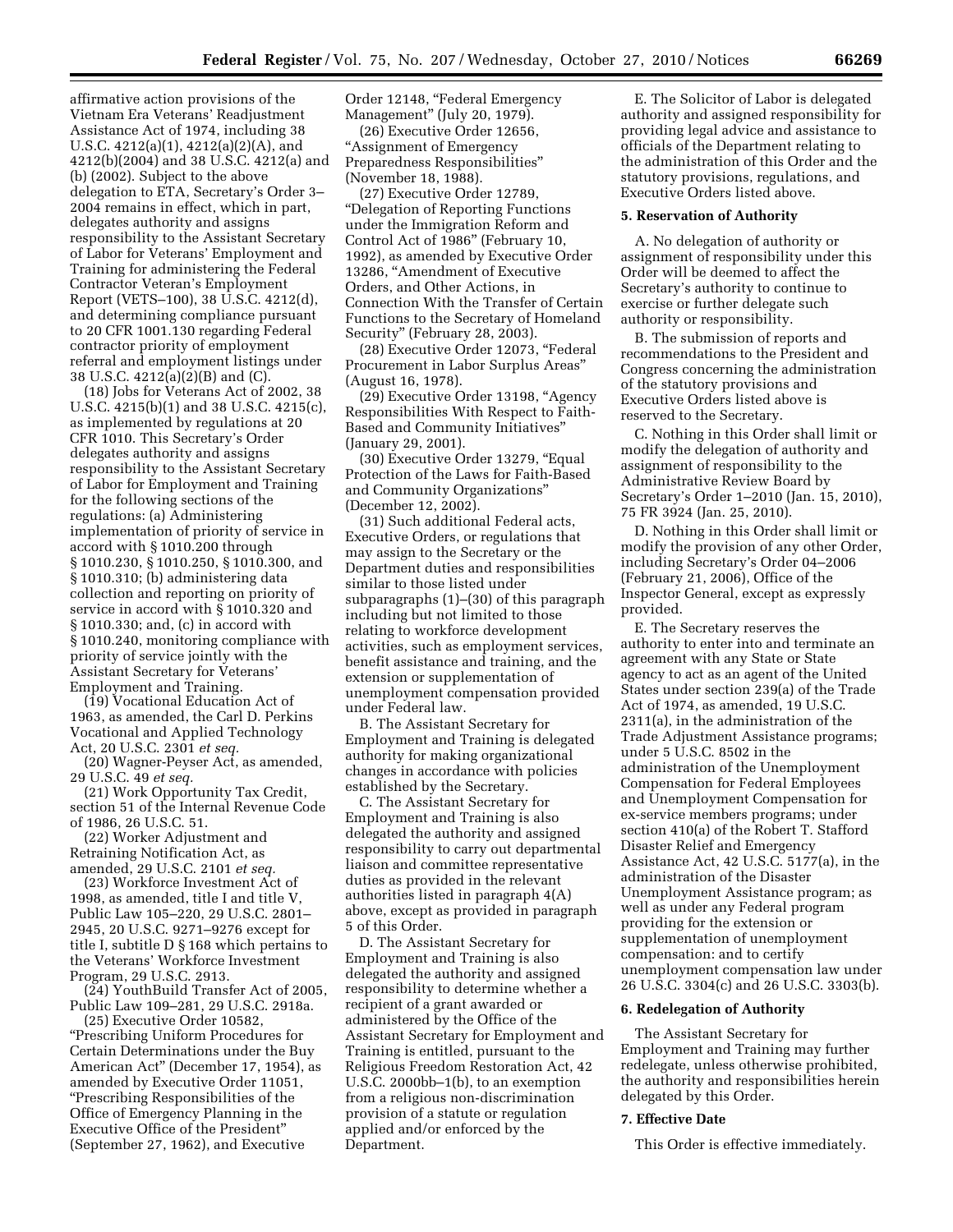affirmative action provisions of the Vietnam Era Veterans' Readjustment Assistance Act of 1974, including 38 U.S.C. 4212(a)(1), 4212(a)(2)(A), and 4212(b)(2004) and 38 U.S.C. 4212(a) and (b) (2002). Subject to the above delegation to ETA, Secretary's Order 3–2004 remains in effect, which in part, delegates authority and assigns responsibility to the Assistant Secretary of Labor for Veterans' Employment and Training for administering the Federal Contractor Veteran's Employment Report (VETS–100), 38 U.S.C. 4212(d), and determining compliance pursuant to 20 CFR 1001.130 regarding Federal contractor priority of employment referral and employment listings under 38 U.S.C. 4212(a)(2)(B) and (C).

(18) Jobs for Veterans Act of 2002, 38 U.S.C. 4215(b)(1) and 38 U.S.C. 4215(c), as implemented by regulations at 20 CFR 1010. This Secretary's Order delegates authority and assigns responsibility to the Assistant Secretary of Labor for Employment and Training for the following sections of the regulations: (a) Administering implementation of priority of service in accord with § 1010.200 through § 1010.230, § 1010.250, § 1010.300, and § 1010.310; (b) administering data collection and reporting on priority of service in accord with § 1010.320 and § 1010.330; and, (c) in accord with § 1010.240, monitoring compliance with priority of service jointly with the Assistant Secretary for Veterans' Employment and Training.

(19) Vocational Education Act of 1963, as amended, the Carl D. Perkins Vocational and Applied Technology Act, 20 U.S.C. 2301 *et seq.*

(20) Wagner-Peyser Act, as amended, 29 U.S.C. 49 *et seq.*

(21) Work Opportunity Tax Credit, section 51 of the Internal Revenue Code of 1986, 26 U.S.C. 51.

(22) Worker Adjustment and Retraining Notification Act, as amended, 29 U.S.C. 2101 *et seq.*

(23) Workforce Investment Act of 1998, as amended, title I and title V, Public Law 105–220, 29 U.S.C. 2801–2945, 20 U.S.C. 9271–9276 except for title I, subtitle D § 168 which pertains to the Veterans' Workforce Investment Program, 29 U.S.C. 2913.

(24) YouthBuild Transfer Act of 2005, Public Law 109–281, 29 U.S.C. 2918a.

(25) Executive Order 10582, "Prescribing Uniform Procedures for Certain Determinations under the Buy American Act" (December 17, 1954), as amended by Executive Order 11051, "Prescribing Responsibilities of the Office of Emergency Planning in the Executive Office of the President" (September 27, 1962), and Executive Order 12148, "Federal Emergency Management" (July 20, 1979).

(26) Executive Order 12656, "Assignment of Emergency Preparedness Responsibilities" (November 18, 1988).

(27) Executive Order 12789, "Delegation of Reporting Functions under the Immigration Reform and Control Act of 1986" (February 10, 1992), as amended by Executive Order 13286, "Amendment of Executive Orders, and Other Actions, in Connection With the Transfer of Certain Functions to the Secretary of Homeland Security" (February 28, 2003).

(28) Executive Order 12073, "Federal Procurement in Labor Surplus Areas" (August 16, 1978).

(29) Executive Order 13198, "Agency Responsibilities With Respect to Faith-Based and Community Initiatives" (January 29, 2001).

(30) Executive Order 13279, "Equal Protection of the Laws for Faith-Based and Community Organizations" (December 12, 2002).

(31) Such additional Federal acts, Executive Orders, or regulations that may assign to the Secretary or the Department duties and responsibilities similar to those listed under subparagraphs (1)–(30) of this paragraph including but not limited to those relating to workforce development activities, such as employment services, benefit assistance and training, and the extension or supplementation of unemployment compensation provided under Federal law.

B. The Assistant Secretary for Employment and Training is delegated authority for making organizational changes in accordance with policies established by the Secretary.

C. The Assistant Secretary for Employment and Training is also delegated the authority and assigned responsibility to carry out departmental liaison and committee representative duties as provided in the relevant authorities listed in paragraph 4(A) above, except as provided in paragraph 5 of this Order.

D. The Assistant Secretary for Employment and Training is also delegated the authority and assigned responsibility to determine whether a recipient of a grant awarded or administered by the Office of the Assistant Secretary for Employment and Training is entitled, pursuant to the Religious Freedom Restoration Act, 42 U.S.C. 2000bb–1(b), to an exemption from a religious non-discrimination provision of a statute or regulation applied and/or enforced by the Department.

E. The Solicitor of Labor is delegated authority and assigned responsibility for providing legal advice and assistance to officials of the Department relating to the administration of this Order and the statutory provisions, regulations, and Executive Orders listed above.

**5. Reservation of Authority**

A. No delegation of authority or assignment of responsibility under this Order will be deemed to affect the Secretary's authority to continue to exercise or further delegate such authority or responsibility.

B. The submission of reports and recommendations to the President and Congress concerning the administration of the statutory provisions and Executive Orders listed above is reserved to the Secretary.

C. Nothing in this Order shall limit or modify the delegation of authority and assignment of responsibility to the Administrative Review Board by Secretary's Order 1–2010 (Jan. 15, 2010), 75 FR 3924 (Jan. 25, 2010).

D. Nothing in this Order shall limit or modify the provision of any other Order, including Secretary's Order 04–2006 (February 21, 2006), Office of the Inspector General, except as expressly provided.

E. The Secretary reserves the authority to enter into and terminate an agreement with any State or State agency to act as an agent of the United States under section 239(a) of the Trade Act of 1974, as amended, 19 U.S.C. 2311(a), in the administration of the Trade Adjustment Assistance programs; under 5 U.S.C. 8502 in the administration of the Unemployment Compensation for Federal Employees and Unemployment Compensation for ex-service members programs; under section 410(a) of the Robert T. Stafford Disaster Relief and Emergency Assistance Act, 42 U.S.C. 5177(a), in the administration of the Disaster Unemployment Assistance program; as well as under any Federal program providing for the extension or supplementation of unemployment compensation: and to certify unemployment compensation law under 26 U.S.C. 3304(c) and 26 U.S.C. 3303(b).

**6. Redelegation of Authority**

The Assistant Secretary for Employment and Training may further redelegate, unless otherwise prohibited, the authority and responsibilities herein delegated by this Order.

**7. Effective Date**

This Order is effective immediately.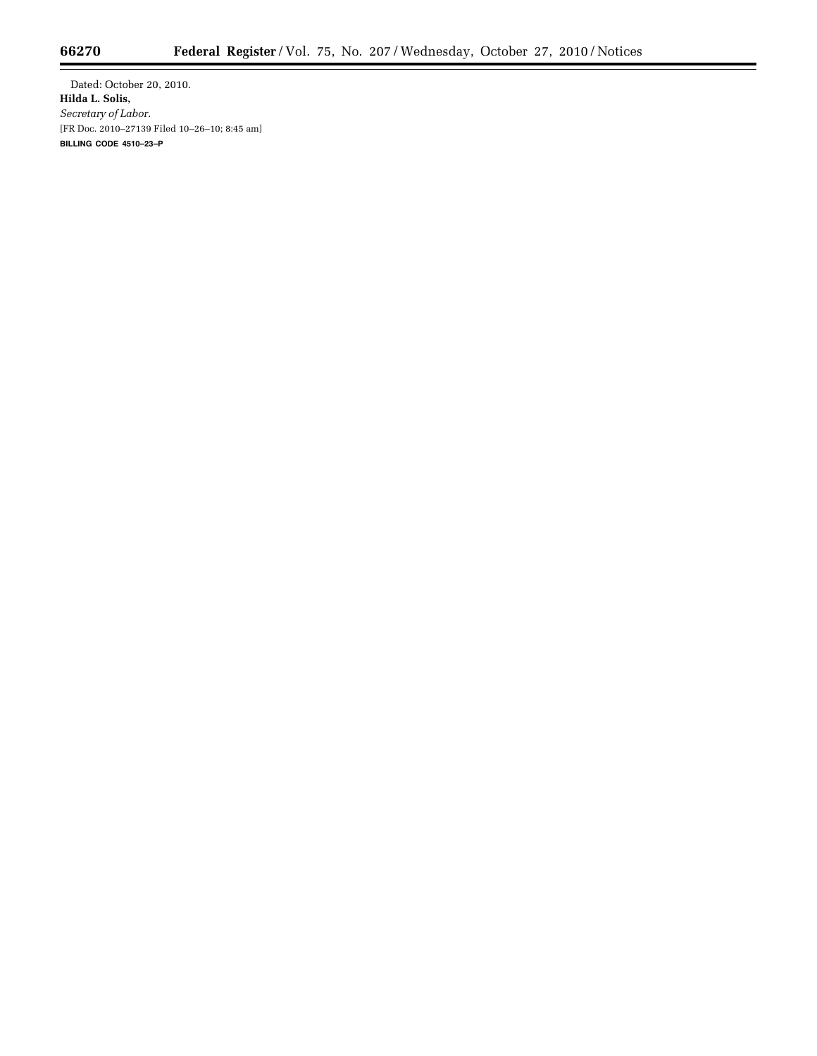Dated: October 20, 2010.

**Hilda L. Solis,**

*Secretary of Labor.*

[FR Doc. 2010–27139 Filed 10–26–10; 8:45 am]

**BILLING CODE 4510–23–P**